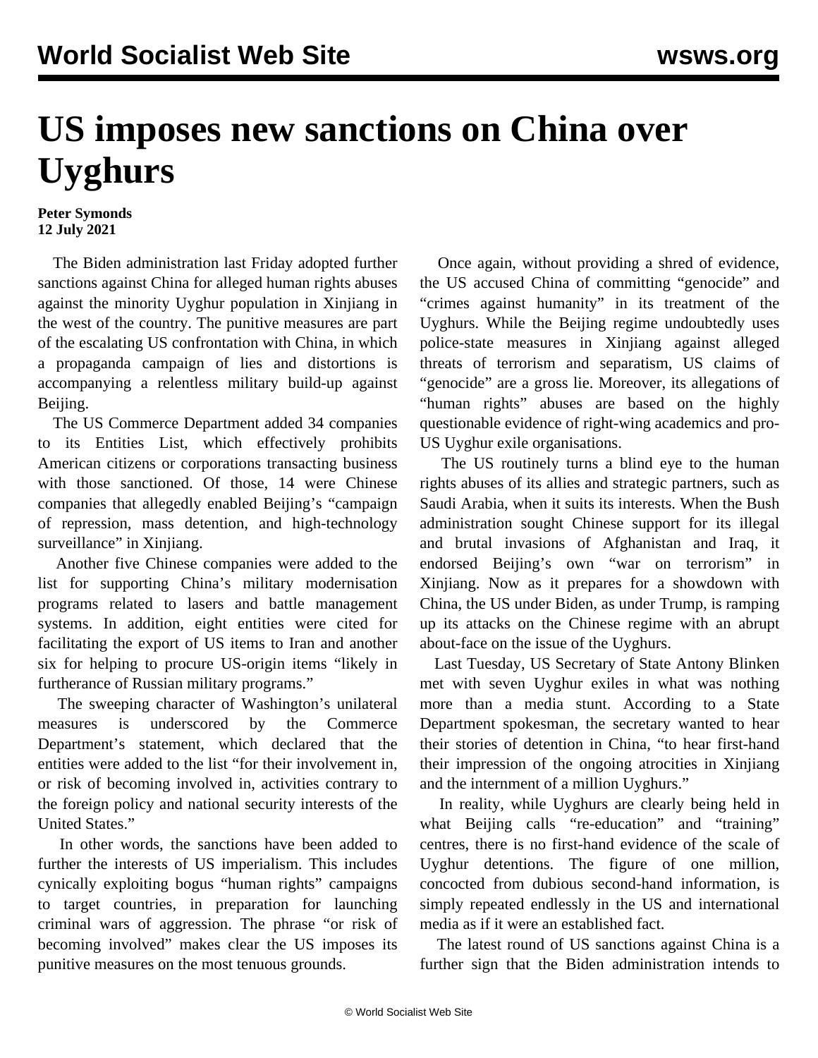# US imposes new sanctions on China over Uyghurs

**Peter Symonds**
**12 July 2021**

The Biden administration last Friday adopted further sanctions against China for alleged human rights abuses against the minority Uyghur population in Xinjiang in the west of the country. The punitive measures are part of the escalating US confrontation with China, in which a propaganda campaign of lies and distortions is accompanying a relentless military build-up against Beijing.

The US Commerce Department added 34 companies to its Entities List, which effectively prohibits American citizens or corporations transacting business with those sanctioned. Of those, 14 were Chinese companies that allegedly enabled Beijing's "campaign of repression, mass detention, and high-technology surveillance" in Xinjiang.

Another five Chinese companies were added to the list for supporting China's military modernisation programs related to lasers and battle management systems. In addition, eight entities were cited for facilitating the export of US items to Iran and another six for helping to procure US-origin items "likely in furtherance of Russian military programs."

The sweeping character of Washington's unilateral measures is underscored by the Commerce Department's statement, which declared that the entities were added to the list "for their involvement in, or risk of becoming involved in, activities contrary to the foreign policy and national security interests of the United States."

In other words, the sanctions have been added to further the interests of US imperialism. This includes cynically exploiting bogus "human rights" campaigns to target countries, in preparation for launching criminal wars of aggression. The phrase "or risk of becoming involved" makes clear the US imposes its punitive measures on the most tenuous grounds.

Once again, without providing a shred of evidence, the US accused China of committing "genocide" and "crimes against humanity" in its treatment of the Uyghurs. While the Beijing regime undoubtedly uses police-state measures in Xinjiang against alleged threats of terrorism and separatism, US claims of "genocide" are a gross lie. Moreover, its allegations of "human rights" abuses are based on the highly questionable evidence of right-wing academics and pro-US Uyghur exile organisations.

The US routinely turns a blind eye to the human rights abuses of its allies and strategic partners, such as Saudi Arabia, when it suits its interests. When the Bush administration sought Chinese support for its illegal and brutal invasions of Afghanistan and Iraq, it endorsed Beijing's own "war on terrorism" in Xinjiang. Now as it prepares for a showdown with China, the US under Biden, as under Trump, is ramping up its attacks on the Chinese regime with an abrupt about-face on the issue of the Uyghurs.

Last Tuesday, US Secretary of State Antony Blinken met with seven Uyghur exiles in what was nothing more than a media stunt. According to a State Department spokesman, the secretary wanted to hear their stories of detention in China, "to hear first-hand their impression of the ongoing atrocities in Xinjiang and the internment of a million Uyghurs."

In reality, while Uyghurs are clearly being held in what Beijing calls "re-education" and "training" centres, there is no first-hand evidence of the scale of Uyghur detentions. The figure of one million, concocted from dubious second-hand information, is simply repeated endlessly in the US and international media as if it were an established fact.

The latest round of US sanctions against China is a further sign that the Biden administration intends to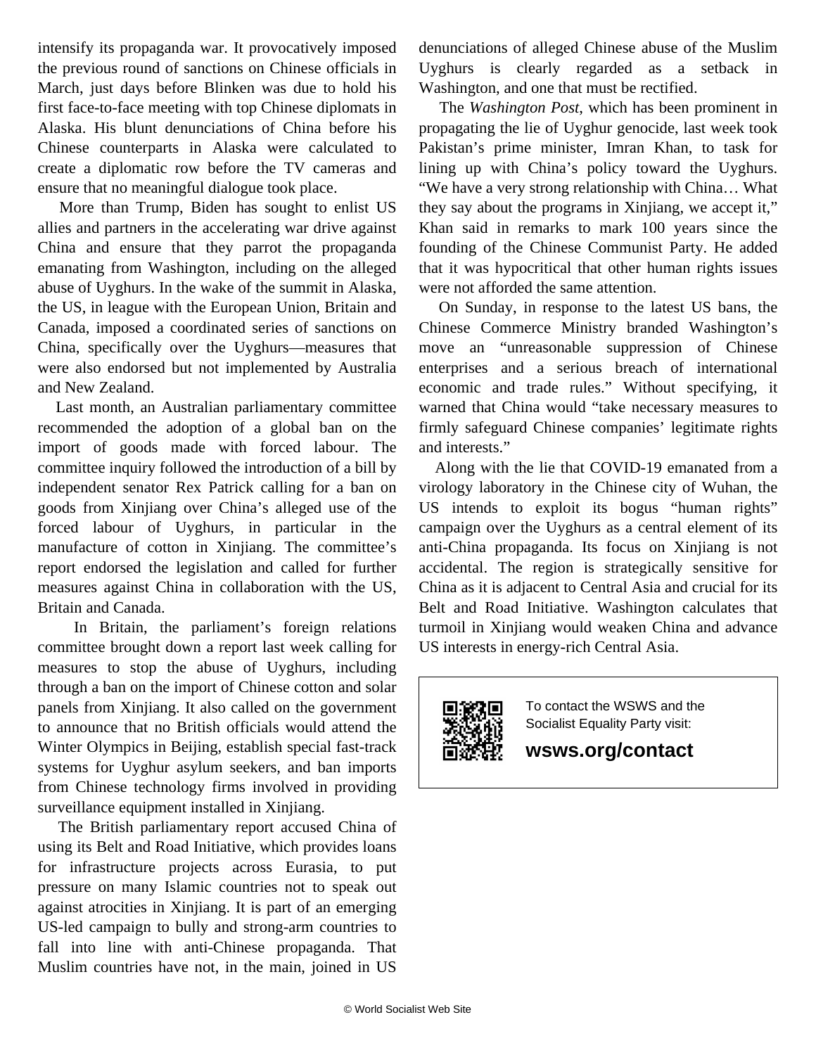intensify its propaganda war. It provocatively imposed the previous round of sanctions on Chinese officials in March, just days before Blinken was due to hold his first face-to-face meeting with top Chinese diplomats in Alaska. His blunt denunciations of China before his Chinese counterparts in Alaska were calculated to create a diplomatic row before the TV cameras and ensure that no meaningful dialogue took place.

More than Trump, Biden has sought to enlist US allies and partners in the accelerating war drive against China and ensure that they parrot the propaganda emanating from Washington, including on the alleged abuse of Uyghurs. In the wake of the summit in Alaska, the US, in league with the European Union, Britain and Canada, imposed a coordinated series of sanctions on China, specifically over the Uyghurs—measures that were also endorsed but not implemented by Australia and New Zealand.

Last month, an Australian parliamentary committee recommended the adoption of a global ban on the import of goods made with forced labour. The committee inquiry followed the introduction of a bill by independent senator Rex Patrick calling for a ban on goods from Xinjiang over China's alleged use of the forced labour of Uyghurs, in particular in the manufacture of cotton in Xinjiang. The committee's report endorsed the legislation and called for further measures against China in collaboration with the US, Britain and Canada.

In Britain, the parliament's foreign relations committee brought down a report last week calling for measures to stop the abuse of Uyghurs, including through a ban on the import of Chinese cotton and solar panels from Xinjiang. It also called on the government to announce that no British officials would attend the Winter Olympics in Beijing, establish special fast-track systems for Uyghur asylum seekers, and ban imports from Chinese technology firms involved in providing surveillance equipment installed in Xinjiang.

The British parliamentary report accused China of using its Belt and Road Initiative, which provides loans for infrastructure projects across Eurasia, to put pressure on many Islamic countries not to speak out against atrocities in Xinjiang. It is part of an emerging US-led campaign to bully and strong-arm countries to fall into line with anti-Chinese propaganda. That Muslim countries have not, in the main, joined in US denunciations of alleged Chinese abuse of the Muslim Uyghurs is clearly regarded as a setback in Washington, and one that must be rectified.

The *Washington Post*, which has been prominent in propagating the lie of Uyghur genocide, last week took Pakistan's prime minister, Imran Khan, to task for lining up with China's policy toward the Uyghurs. "We have a very strong relationship with China… What they say about the programs in Xinjiang, we accept it," Khan said in remarks to mark 100 years since the founding of the Chinese Communist Party. He added that it was hypocritical that other human rights issues were not afforded the same attention.

On Sunday, in response to the latest US bans, the Chinese Commerce Ministry branded Washington's move an "unreasonable suppression of Chinese enterprises and a serious breach of international economic and trade rules." Without specifying, it warned that China would "take necessary measures to firmly safeguard Chinese companies' legitimate rights and interests."

Along with the lie that COVID-19 emanated from a virology laboratory in the Chinese city of Wuhan, the US intends to exploit its bogus "human rights" campaign over the Uyghurs as a central element of its anti-China propaganda. Its focus on Xinjiang is not accidental. The region is strategically sensitive for China as it is adjacent to Central Asia and crucial for its Belt and Road Initiative. Washington calculates that turmoil in Xinjiang would weaken China and advance US interests in energy-rich Central Asia.

To contact the WSWS and the Socialist Equality Party visit:

**wsws.org/contact**